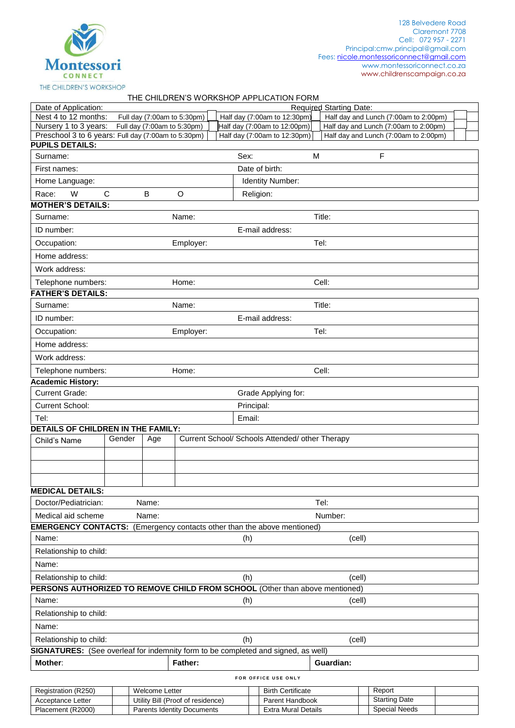Montessori CONNECT
THE CHILDREN'S WORKSHOP

128 Belvedere Road
Claremont 7708
Cell: 072 957 - 2271
Principal:cmw.principal@gmail.com
Fees: nicole.montessoriconnect@gmail.com
www.montessoriconnect.co.za
www.childrenscampaign.co.za

# THE CHILDREN'S WORKSHOP APPLICATION FORM

| Date of Application: | | Required Starting Date: | |
|---|---|---|---|
| Nest 4 to 12 months: Full day (7:00am to 5:30pm) | Half day (7:00am to 12:30pm) | Half day and Lunch (7:00am to 2:00pm) | |
| Nursery 1 to 3 years: Full day (7:00am to 5:30pm) | Half day (7:00am to 12:00pm) | Half day and Lunch (7:00am to 2:00pm) | |
| Preschool 3 to 6 years: Full day (7:00am to 5:30pm) | Half day (7:00am to 12:30pm) | Half day and Lunch (7:00am to 2:00pm) | |

**PUPILS DETAILS:**

| | | | |
|---|---|---|---|
| Surname: | Sex: | M | F |
| First names: | Date of birth: | | |
| Home Language: | Identity Number: | | |
| Race: W C B O | Religion: | | |

**MOTHER'S DETAILS:**

| | | |
|---|---|---|
| Surname: | Name: | Title: |
| ID number: | E-mail address: | |
| Occupation: | Employer: | Tel: |
| Home address: | | |
| Work address: | | |
| Telephone numbers: | Home: | Cell: |

**FATHER'S DETAILS:**

| | | |
|---|---|---|
| Surname: | Name: | Title: |
| ID number: | E-mail address: | |
| Occupation: | Employer: | Tel: |
| Home address: | | |
| Work address: | | |
| Telephone numbers: | Home: | Cell: |

**Academic History:**

| | |
|---|---|
| Current Grade: | Grade Applying for: |
| Current School: | Principal: |
| Tel: | Email: |

**DETAILS OF CHILDREN IN THE FAMILY:**

| Child's Name | Gender | Age | Current School/ Schools Attended/ other Therapy |
|---|---|---|---|
| | | | |
| | | | |
| | | | |

**MEDICAL DETAILS:**

| | | |
|---|---|---|
| Doctor/Pediatrician: | Name: | Tel: |
| Medical aid scheme | Name: | Number: |

**EMERGENCY CONTACTS:** (Emergency contacts other than the above mentioned)

| | | |
|---|---|---|
| Name: | (h) | (cell) |
| Relationship to child: | | |
| Name: | | |
| Relationship to child: | (h) | (cell) |

**PERSONS AUTHORIZED TO REMOVE CHILD FROM SCHOOL** (Other than above mentioned)

| | | |
|---|---|---|
| Name: | (h) | (cell) |
| Relationship to child: | | |
| Name: | | |
| Relationship to child: | (h) | (cell) |

**SIGNATURES:** (See overleaf for indemnity form to be completed and signed, as well)

| **Mother**: | **Father:** | **Guardian:** |
|---|---|---|

FOR OFFICE USE ONLY

| Registration (R250) | | Welcome Letter | | Birth Certificate | | Report | |
|---|---|---|---|---|---|---|---|
| Acceptance Letter | | Utility Bill (Proof of residence) | | Parent Handbook | | Starting Date | |
| Placement (R2000) | | Parents Identity Documents | | Extra Mural Details | | Special Needs | |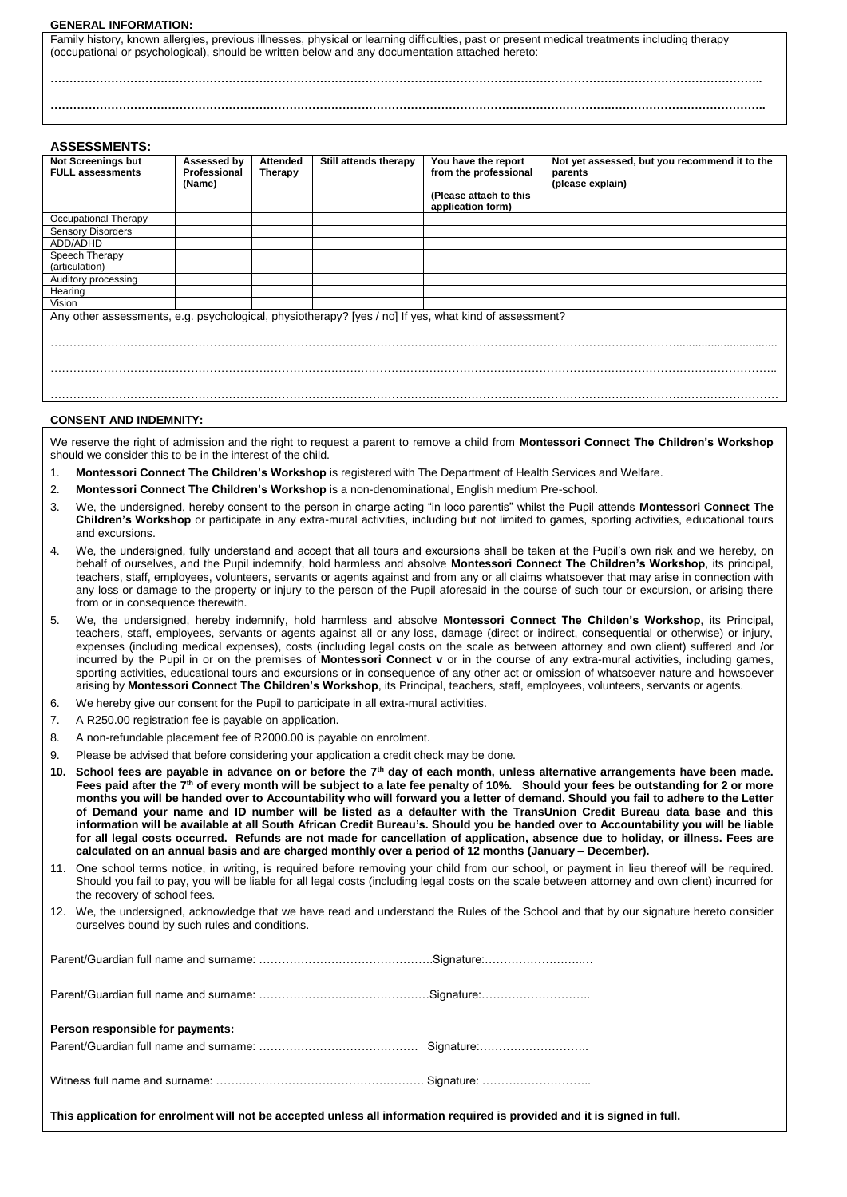**GENERAL INFORMATION:**

Family history, known allergies, previous illnesses, physical or learning difficulties, past or present medical treatments including therapy (occupational or psychological), should be written below and any documentation attached hereto:

……………………………………………………………………………………………………………………………………………………………..

……………………………………………………………………………………………………………………………………………………………..

**ASSESSMENTS:**

| **Not Screenings but FULL assessments** | **Assessed by Professional (Name)** | **Attended Therapy** | **Still attends therapy** | **You have the report from the professional (Please attach to this application form)** | **Not yet assessed, but you recommend it to the parents (please explain)** |
|---|---|---|---|---|---|
| Occupational Therapy | | | | | |
| Sensory Disorders | | | | | |
| ADD/ADHD | | | | | |
| Speech Therapy (articulation) | | | | | |
| Auditory processing | | | | | |
| Hearing | | | | | |
| Vision | | | | | |

Any other assessments, e.g. psychological, physiotherapy? [yes / no] If yes, what kind of assessment?

……………………………………………………………………………………………………………………………………………………………..

……………………………………………………………………………………………………………………………………………………………..

……………………………………………………………………………………………………………………………………………………………..

**CONSENT AND INDEMNITY:**

We reserve the right of admission and the right to request a parent to remove a child from **Montessori Connect The Children's Workshop** should we consider this to be in the interest of the child.

1. **Montessori Connect The Children's Workshop** is registered with The Department of Health Services and Welfare.
2. **Montessori Connect The Children's Workshop** is a non-denominational, English medium Pre-school.
3. We, the undersigned, hereby consent to the person in charge acting "in loco parentis" whilst the Pupil attends **Montessori Connect The Children's Workshop** or participate in any extra-mural activities, including but not limited to games, sporting activities, educational tours and excursions.
4. We, the undersigned, fully understand and accept that all tours and excursions shall be taken at the Pupil's own risk and we hereby, on behalf of ourselves, and the Pupil indemnify, hold harmless and absolve **Montessori Connect The Children's Workshop**, its principal, teachers, staff, employees, volunteers, servants or agents against and from any or all claims whatsoever that may arise in connection with any loss or damage to the property or injury to the person of the Pupil aforesaid in the course of such tour or excursion, or arising there from or in consequence therewith.
5. We, the undersigned, hereby indemnify, hold harmless and absolve **Montessori Connect The Childen's Workshop**, its Principal, teachers, staff, employees, servants or agents against all or any loss, damage (direct or indirect, consequential or otherwise) or injury, expenses (including medical expenses), costs (including legal costs on the scale as between attorney and own client) suffered and /or incurred by the Pupil in or on the premises of **Montessori Connect v** or in the course of any extra-mural activities, including games, sporting activities, educational tours and excursions or in consequence of any other act or omission of whatsoever nature and howsoever arising by **Montessori Connect The Children's Workshop**, its Principal, teachers, staff, employees, volunteers, servants or agents.
6. We hereby give our consent for the Pupil to participate in all extra-mural activities.
7. A R250.00 registration fee is payable on application.
8. A non-refundable placement fee of R2000.00 is payable on enrolment.
9. Please be advised that before considering your application a credit check may be done.
10. **School fees are payable in advance on or before the 7th day of each month, unless alternative arrangements have been made. Fees paid after the 7th of every month will be subject to a late fee penalty of 10%. Should your fees be outstanding for 2 or more months you will be handed over to Accountability who will forward you a letter of demand. Should you fail to adhere to the Letter of Demand your name and ID number will be listed as a defaulter with the TransUnion Credit Bureau data base and this information will be available at all South African Credit Bureau's. Should you be handed over to Accountability you will be liable for all legal costs occurred. Refunds are not made for cancellation of application, absence due to holiday, or illness. Fees are calculated on an annual basis and are charged monthly over a period of 12 months (January – December).**
11. One school terms notice, in writing, is required before removing your child from our school, or payment in lieu thereof will be required. Should you fail to pay, you will be liable for all legal costs (including legal costs on the scale between attorney and own client) incurred for the recovery of school fees.
12. We, the undersigned, acknowledge that we have read and understand the Rules of the School and that by our signature hereto consider ourselves bound by such rules and conditions.

Parent/Guardian full name and surname: ……………………………………….Signature:………………………

Parent/Guardian full name and surname: ……………………………………….Signature:………………………

**Person responsible for payments:**

Parent/Guardian full name and surname: ……………………………………… Signature:………………………

Witness full name and surname: ………………………………………………. Signature: ………………………

**This application for enrolment will not be accepted unless all information required is provided and it is signed in full.**